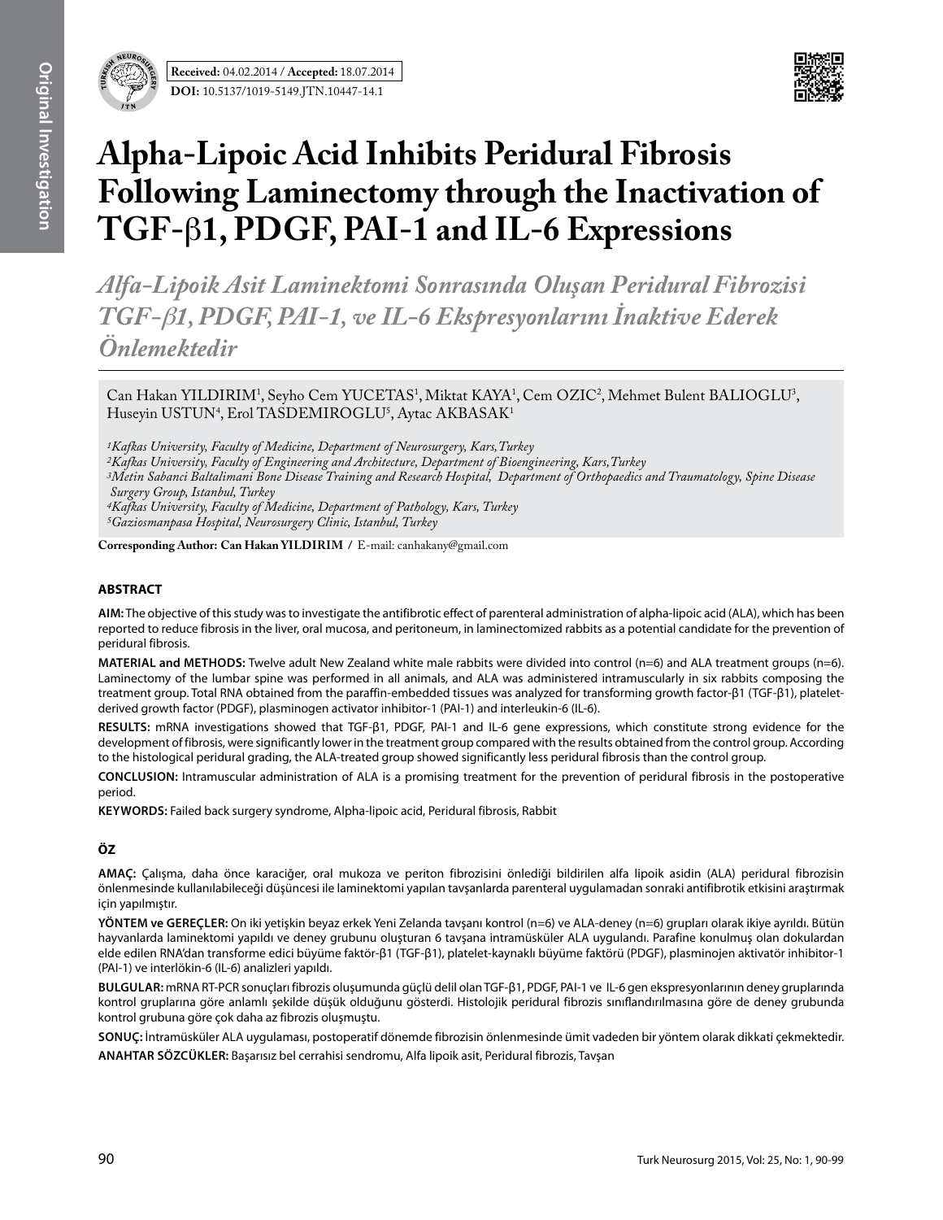**Received:** 04.02.2014 / **Accepted:** 18.07.2014

**DOI:** 10.5137/1019-5149.JTN.10447-14.1

# Alpha-Lipoic Acid Inhibits Peridural Fibrosis Following Laminectomy through the Inactivation of TGF-β1, PDGF, PAI-1 and IL-6 Expressions

## *Alfa-Lipoik Asit Laminektomi Sonrasında Oluşan Peridural Fibrozisi TGF-β1, PDGF, PAI-1, ve IL-6 Ekspresyonlarını İnaktive Ederek Önlemektedir*

Can Hakan YILDIRIM[1], Seyho Cem YUCETAS[1], Miktat KAYA[1], Cem OZIC[2], Mehmet Bulent BALIOGLU[3], Huseyin USTUN[4], Erol TASDEMIROGLU[5], Aytac AKBASAK[1]

*[1]Kafkas University, Faculty of Medicine, Department of Neurosurgery, Kars, Turkey*
*[2]Kafkas University, Faculty of Engineering and Architecture, Department of Bioengineering, Kars, Turkey*
*[3]Metin Sabanci Baltalimani Bone Disease Training and Research Hospital, Department of Orthopaedics and Traumatology, Spine Disease Surgery Group, Istanbul, Turkey*
*[4]Kafkas University, Faculty of Medicine, Department of Pathology, Kars, Turkey*
*[5]Gaziosmanpasa Hospital, Neurosurgery Clinic, Istanbul, Turkey*

**Corresponding Author: Can Hakan YILDIRIM /** E-mail: canhakany@gmail.com

### ABSTRACT

**AIM:** The objective of this study was to investigate the antifibrotic effect of parenteral administration of alpha-lipoic acid (ALA), which has been reported to reduce fibrosis in the liver, oral mucosa, and peritoneum, in laminectomized rabbits as a potential candidate for the prevention of peridural fibrosis.

**MATERIAL and METHODS:** Twelve adult New Zealand white male rabbits were divided into control (n=6) and ALA treatment groups (n=6). Laminectomy of the lumbar spine was performed in all animals, and ALA was administered intramuscularly in six rabbits composing the treatment group. Total RNA obtained from the paraffin-embedded tissues was analyzed for transforming growth factor-β1 (TGF-β1), platelet-derived growth factor (PDGF), plasminogen activator inhibitor-1 (PAI-1) and interleukin-6 (IL-6).

**RESULTS:** mRNA investigations showed that TGF-β1, PDGF, PAI-1 and IL-6 gene expressions, which constitute strong evidence for the development of fibrosis, were significantly lower in the treatment group compared with the results obtained from the control group. According to the histological peridural grading, the ALA-treated group showed significantly less peridural fibrosis than the control group.

**CONCLUSION:** Intramuscular administration of ALA is a promising treatment for the prevention of peridural fibrosis in the postoperative period.

**KEYWORDS:** Failed back surgery syndrome, Alpha-lipoic acid, Peridural fibrosis, Rabbit

### ÖZ

**AMAÇ:** Çalışma, daha önce karaciğer, oral mukoza ve periton fibrozisini önlediği bildirilen alfa lipoik asidin (ALA) peridural fibrozisin önlenmesinde kullanılabileceği düşüncesi ile laminektomi yapılan tavşanlarda parenteral uygulamadan sonraki antifibrotik etkisini araştırmak için yapılmıştır.

**YÖNTEM ve GEREÇLER:** On iki yetişkin beyaz erkek Yeni Zelanda tavşanı kontrol (n=6) ve ALA-deney (n=6) grupları olarak ikiye ayrıldı. Bütün hayvanlarda laminektomi yapıldı ve deney grubunu oluşturan 6 tavşana intramüsküler ALA uygulandı. Parafine konulmuş olan dokulardan elde edilen RNA'dan transforme edici büyüme faktör-β1 (TGF-β1), platelet-kaynaklı büyüme faktörü (PDGF), plasminojen aktivatör inhibitor-1 (PAI-1) ve interlökin-6 (IL-6) analizleri yapıldı.

**BULGULAR:** mRNA RT-PCR sonuçları fibrozis oluşumunda güçlü delil olan TGF-β1, PDGF, PAI-1 ve IL-6 gen ekspresyonlarının deney gruplarında kontrol gruplarına göre anlamlı şekilde düşük olduğunu gösterdi. Histolojik peridural fibrozis sınıflandırılmasına göre de deney grubunda kontrol grubuna göre çok daha az fibrozis oluşmuştu.

**SONUÇ:** İntramüsküler ALA uygulaması, postoperatif dönemde fibrozisin önlenmesinde ümit vadeden bir yöntem olarak dikkati çekmektedir.

**ANAHTAR SÖZCÜKLER:** Başarısız bel cerrahisi sendromu, Alfa lipoik asit, Peridural fibrozis, Tavşan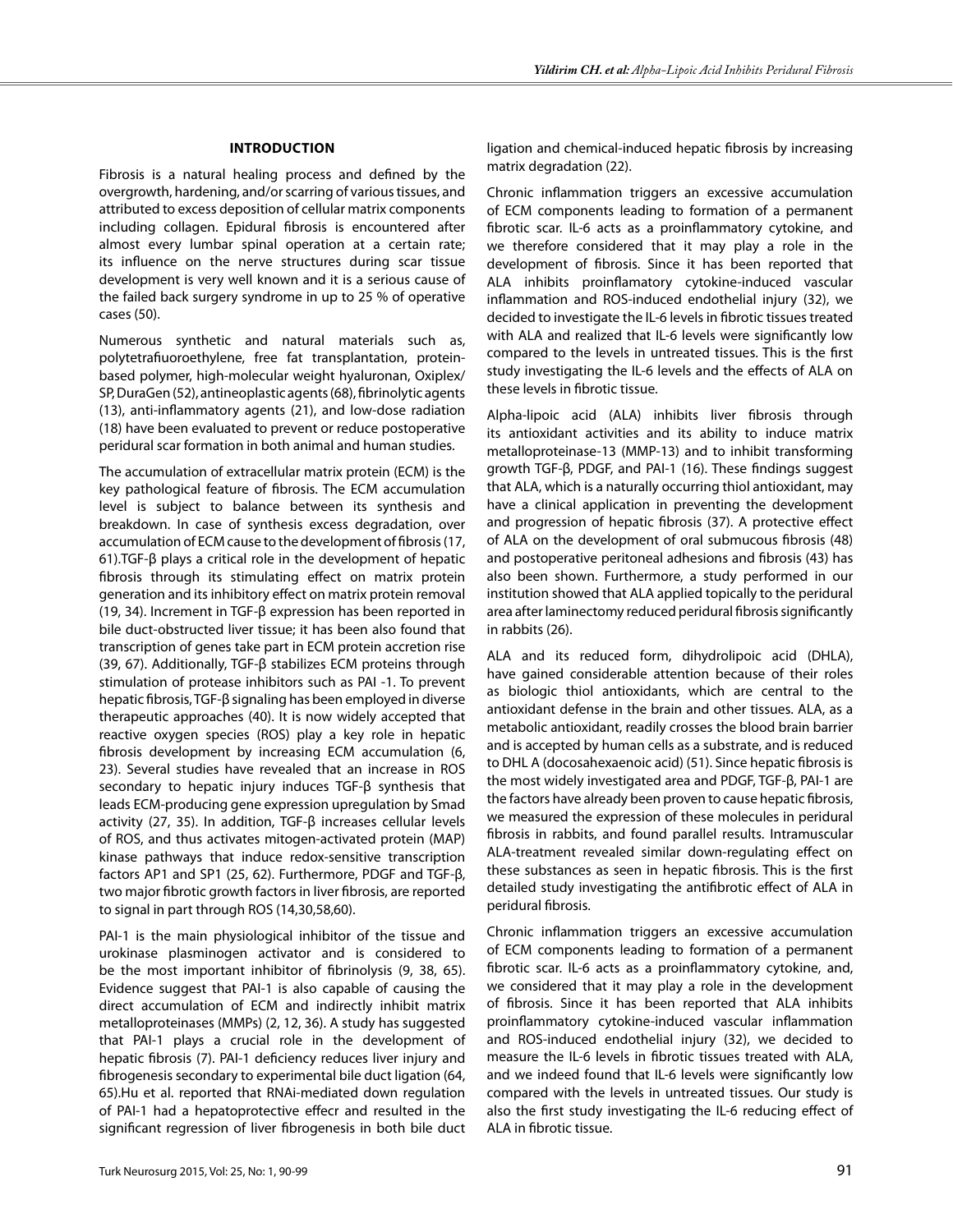## INTRODUCTION

Fibrosis is a natural healing process and defined by the overgrowth, hardening, and/or scarring of various tissues, and attributed to excess deposition of cellular matrix components including collagen. Epidural fibrosis is encountered after almost every lumbar spinal operation at a certain rate; its influence on the nerve structures during scar tissue development is very well known and it is a serious cause of the failed back surgery syndrome in up to 25 % of operative cases (50).

Numerous synthetic and natural materials such as, polytetrafiuoroethylene, free fat transplantation, protein-based polymer, high-molecular weight hyaluronan, Oxiplex/SP, DuraGen (52), antineoplastic agents (68), fibrinolytic agents (13), anti-inflammatory agents (21), and low-dose radiation (18) have been evaluated to prevent or reduce postoperative peridural scar formation in both animal and human studies.

The accumulation of extracellular matrix protein (ECM) is the key pathological feature of fibrosis. The ECM accumulation level is subject to balance between its synthesis and breakdown. In case of synthesis excess degradation, over accumulation of ECM cause to the development of fibrosis (17, 61).TGF-β plays a critical role in the development of hepatic fibrosis through its stimulating effect on matrix protein generation and its inhibitory effect on matrix protein removal (19, 34). Increment in TGF-β expression has been reported in bile duct-obstructed liver tissue; it has been also found that transcription of genes take part in ECM protein accretion rise (39, 67). Additionally, TGF-β stabilizes ECM proteins through stimulation of protease inhibitors such as PAI -1. To prevent hepatic fibrosis, TGF-β signaling has been employed in diverse therapeutic approaches (40). It is now widely accepted that reactive oxygen species (ROS) play a key role in hepatic fibrosis development by increasing ECM accumulation (6, 23). Several studies have revealed that an increase in ROS secondary to hepatic injury induces TGF-β synthesis that leads ECM-producing gene expression upregulation by Smad activity (27, 35). In addition, TGF-β increases cellular levels of ROS, and thus activates mitogen-activated protein (MAP) kinase pathways that induce redox-sensitive transcription factors AP1 and SP1 (25, 62). Furthermore, PDGF and TGF-β, two major fibrotic growth factors in liver fibrosis, are reported to signal in part through ROS (14,30,58,60).

PAI-1 is the main physiological inhibitor of the tissue and urokinase plasminogen activator and is considered to be the most important inhibitor of fibrinolysis (9, 38, 65). Evidence suggest that PAI-1 is also capable of causing the direct accumulation of ECM and indirectly inhibit matrix metalloproteinases (MMPs) (2, 12, 36). A study has suggested that PAI-1 plays a crucial role in the development of hepatic fibrosis (7). PAI-1 deficiency reduces liver injury and fibrogenesis secondary to experimental bile duct ligation (64, 65).Hu et al. reported that RNAi-mediated down regulation of PAI-1 had a hepatoprotective effecr and resulted in the significant regression of liver fibrogenesis in both bile duct ligation and chemical-induced hepatic fibrosis by increasing matrix degradation (22).

Chronic inflammation triggers an excessive accumulation of ECM components leading to formation of a permanent fibrotic scar. IL-6 acts as a proinflammatory cytokine, and we therefore considered that it may play a role in the development of fibrosis. Since it has been reported that ALA inhibits proinflamatory cytokine-induced vascular inflammation and ROS-induced endothelial injury (32), we decided to investigate the IL-6 levels in fibrotic tissues treated with ALA and realized that IL-6 levels were significantly low compared to the levels in untreated tissues. This is the first study investigating the IL-6 levels and the effects of ALA on these levels in fibrotic tissue.

Alpha-lipoic acid (ALA) inhibits liver fibrosis through its antioxidant activities and its ability to induce matrix metalloproteinase-13 (MMP-13) and to inhibit transforming growth TGF-β, PDGF, and PAI-1 (16). These findings suggest that ALA, which is a naturally occurring thiol antioxidant, may have a clinical application in preventing the development and progression of hepatic fibrosis (37). A protective effect of ALA on the development of oral submucous fibrosis (48) and postoperative peritoneal adhesions and fibrosis (43) has also been shown. Furthermore, a study performed in our institution showed that ALA applied topically to the peridural area after laminectomy reduced peridural fibrosis significantly in rabbits (26).

ALA and its reduced form, dihydrolipoic acid (DHLA), have gained considerable attention because of their roles as biologic thiol antioxidants, which are central to the antioxidant defense in the brain and other tissues. ALA, as a metabolic antioxidant, readily crosses the blood brain barrier and is accepted by human cells as a substrate, and is reduced to DHL A (docosahexaenoic acid) (51). Since hepatic fibrosis is the most widely investigated area and PDGF, TGF-β, PAI-1 are the factors have already been proven to cause hepatic fibrosis, we measured the expression of these molecules in peridural fibrosis in rabbits, and found parallel results. Intramuscular ALA-treatment revealed similar down-regulating effect on these substances as seen in hepatic fibrosis. This is the first detailed study investigating the antifibrotic effect of ALA in peridural fibrosis.

Chronic inflammation triggers an excessive accumulation of ECM components leading to formation of a permanent fibrotic scar. IL-6 acts as a proinflammatory cytokine, and, we considered that it may play a role in the development of fibrosis. Since it has been reported that ALA inhibits proinflammatory cytokine-induced vascular inflammation and ROS-induced endothelial injury (32), we decided to measure the IL-6 levels in fibrotic tissues treated with ALA, and we indeed found that IL-6 levels were significantly low compared with the levels in untreated tissues. Our study is also the first study investigating the IL-6 reducing effect of ALA in fibrotic tissue.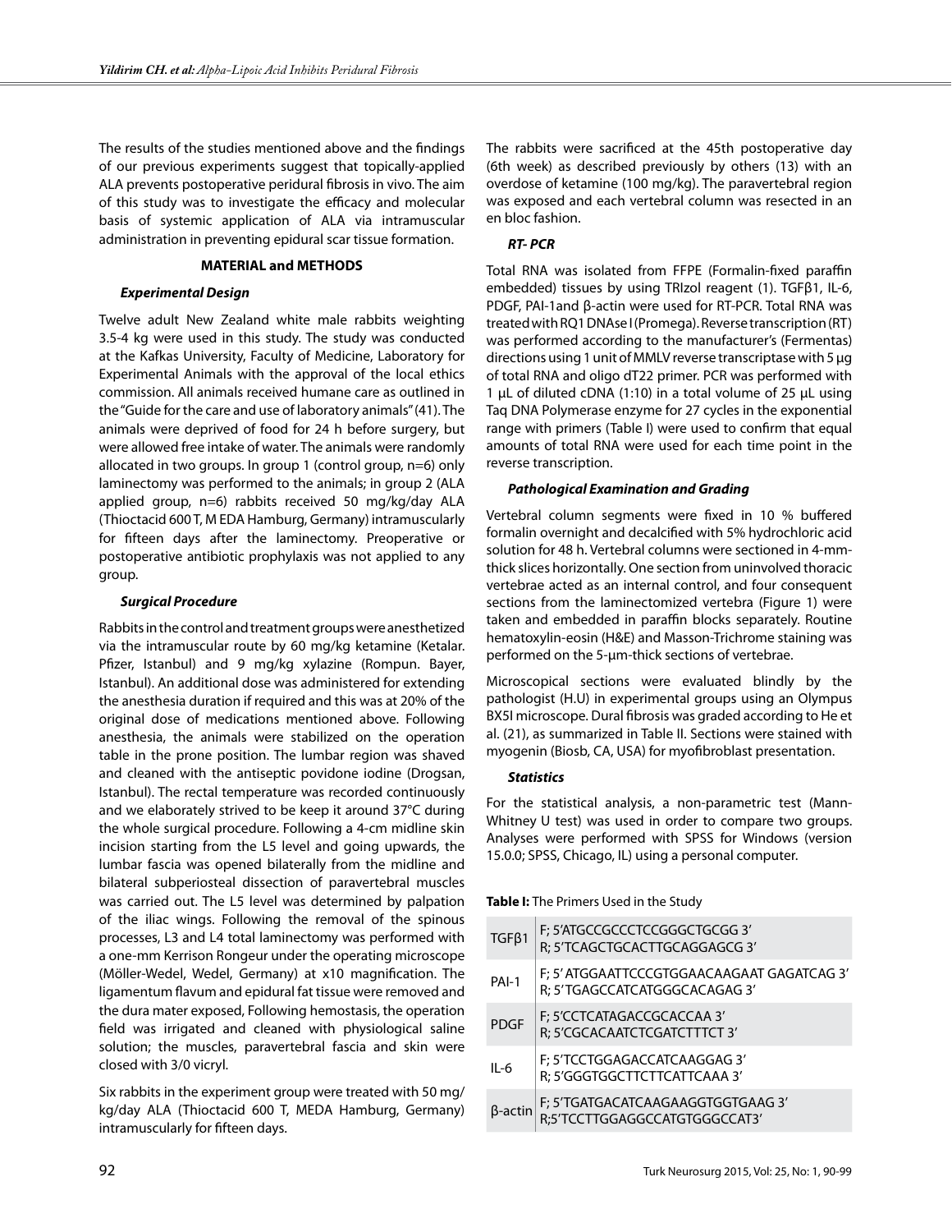The results of the studies mentioned above and the findings of our previous experiments suggest that topically-applied ALA prevents postoperative peridural fibrosis in vivo. The aim of this study was to investigate the efficacy and molecular basis of systemic application of ALA via intramuscular administration in preventing epidural scar tissue formation.

## MATERIAL and METHODS

### *Experimental Design*

Twelve adult New Zealand white male rabbits weighting 3.5-4 kg were used in this study. The study was conducted at the Kafkas University, Faculty of Medicine, Laboratory for Experimental Animals with the approval of the local ethics commission. All animals received humane care as outlined in the "Guide for the care and use of laboratory animals" (41). The animals were deprived of food for 24 h before surgery, but were allowed free intake of water. The animals were randomly allocated in two groups. In group 1 (control group, n=6) only laminectomy was performed to the animals; in group 2 (ALA applied group, n=6) rabbits received 50 mg/kg/day ALA (Thioctacid 600 T, M EDA Hamburg, Germany) intramuscularly for fifteen days after the laminectomy. Preoperative or postoperative antibiotic prophylaxis was not applied to any group.

### *Surgical Procedure*

Rabbits in the control and treatment groups were anesthetized via the intramuscular route by 60 mg/kg ketamine (Ketalar. Pfizer, Istanbul) and 9 mg/kg xylazine (Rompun. Bayer, Istanbul). An additional dose was administered for extending the anesthesia duration if required and this was at 20% of the original dose of medications mentioned above. Following anesthesia, the animals were stabilized on the operation table in the prone position. The lumbar region was shaved and cleaned with the antiseptic povidone iodine (Drogsan, Istanbul). The rectal temperature was recorded continuously and we elaborately strived to be keep it around 37°C during the whole surgical procedure. Following a 4-cm midline skin incision starting from the L5 level and going upwards, the lumbar fascia was opened bilaterally from the midline and bilateral subperiosteal dissection of paravertebral muscles was carried out. The L5 level was determined by palpation of the iliac wings. Following the removal of the spinous processes, L3 and L4 total laminectomy was performed with a one-mm Kerrison Rongeur under the operating microscope (Möller-Wedel, Wedel, Germany) at x10 magnification. The ligamentum flavum and epidural fat tissue were removed and the dura mater exposed, Following hemostasis, the operation field was irrigated and cleaned with physiological saline solution; the muscles, paravertebral fascia and skin were closed with 3/0 vicryl.

Six rabbits in the experiment group were treated with 50 mg/kg/day ALA (Thioctacid 600 T, MEDA Hamburg, Germany) intramuscularly for fifteen days.

The rabbits were sacrificed at the 45th postoperative day (6th week) as described previously by others (13) with an overdose of ketamine (100 mg/kg). The paravertebral region was exposed and each vertebral column was resected in an en bloc fashion.

### *RT- PCR*

Total RNA was isolated from FFPE (Formalin-fixed paraffin embedded) tissues by using TRIzol reagent (1). TGFβ1, IL-6, PDGF, PAI-1and β-actin were used for RT-PCR. Total RNA was treated with RQ1 DNAse I (Promega). Reverse transcription (RT) was performed according to the manufacturer's (Fermentas) directions using 1 unit of MMLV reverse transcriptase with 5 µg of total RNA and oligo dT22 primer. PCR was performed with 1 µL of diluted cDNA (1:10) in a total volume of 25 µL using Taq DNA Polymerase enzyme for 27 cycles in the exponential range with primers (Table I) were used to confirm that equal amounts of total RNA were used for each time point in the reverse transcription.

### *Pathological Examination and Grading*

Vertebral column segments were fixed in 10 % buffered formalin overnight and decalcified with 5% hydrochloric acid solution for 48 h. Vertebral columns were sectioned in 4-mm-thick slices horizontally. One section from uninvolved thoracic vertebrae acted as an internal control, and four consequent sections from the laminectomized vertebra (Figure 1) were taken and embedded in paraffin blocks separately. Routine hematoxylin-eosin (H&E) and Masson-Trichrome staining was performed on the 5-µm-thick sections of vertebrae.

Microscopical sections were evaluated blindly by the pathologist (H.U) in experimental groups using an Olympus BX5I microscope. Dural fibrosis was graded according to He et al. (21), as summarized in Table II. Sections were stained with myogenin (Biosb, CA, USA) for myofibroblast presentation.

### *Statistics*

For the statistical analysis, a non-parametric test (Mann-Whitney U test) was used in order to compare two groups. Analyses were performed with SPSS for Windows (version 15.0.0; SPSS, Chicago, IL) using a personal computer.

**Table I:** The Primers Used in the Study

| Gene | Primers |
|---|---|
| TGFβ1 | F; 5'ATGCCGCCCTCCGGGCTGCGG 3'<br>R; 5'TCAGCTGCACTTGCAGGAGCG 3' |
| PAI-1 | F; 5' ATGGAATTCCCGTGGAACAAGAAT GAGATCAG 3'<br>R; 5' TGAGCCATCATGGGCACAGAG 3' |
| PDGF | F; 5'CCTCATAGACCGCACCAA 3'<br>R; 5'CGCACAATCTCGATCTTTCT 3' |
| IL-6 | F; 5'TCCTGGAGACCATCAAGGAG 3'<br>R; 5'GGGTGGCTTCTTCATTCAAA 3' |
| β-actin | F; 5'TGATGACATCAAGAAGGTGGTGAAG 3'<br>R;5'TCCTTGGAGGCCATGTGGGCCAT3' |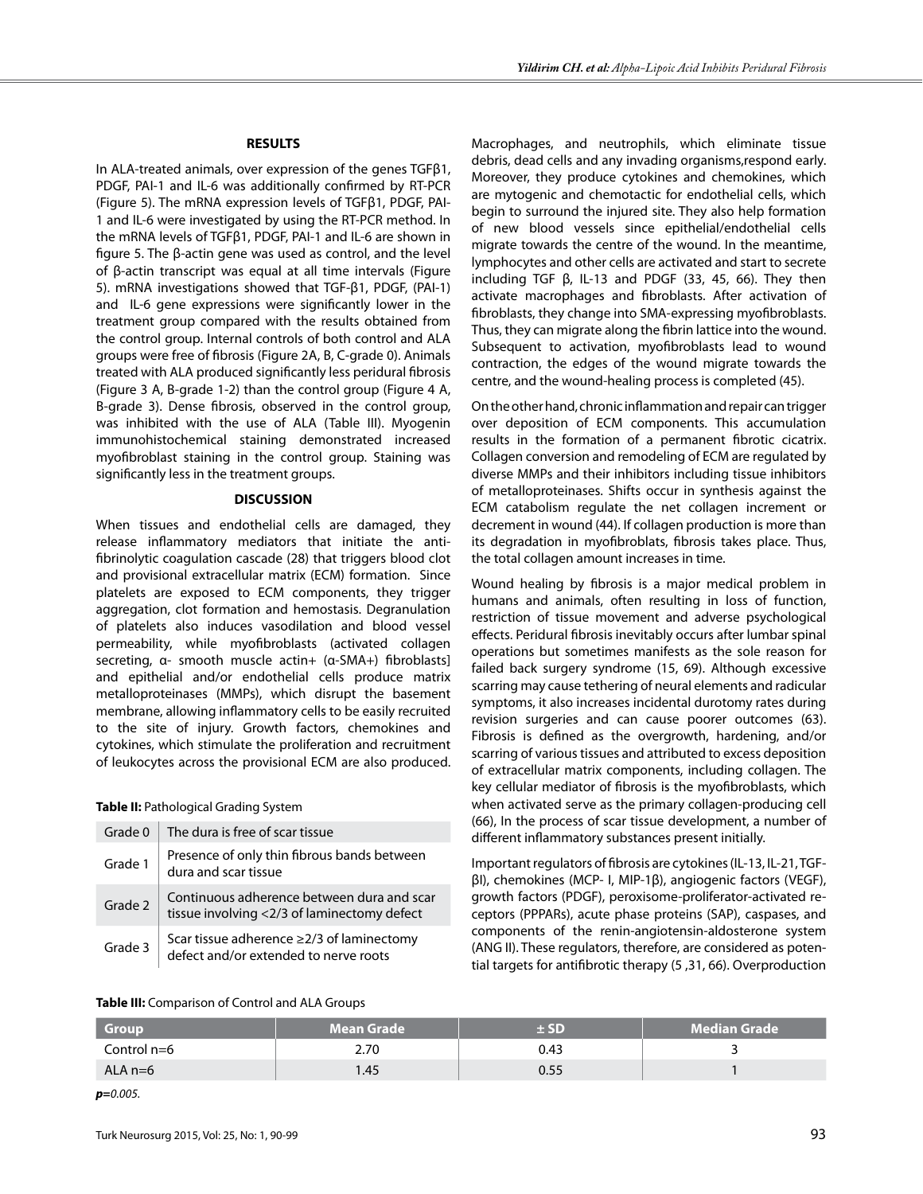## RESULTS

In ALA-treated animals, over expression of the genes TGFβ1, PDGF, PAI-1 and IL-6 was additionally confirmed by RT-PCR (Figure 5). The mRNA expression levels of TGFβ1, PDGF, PAI-1 and IL-6 were investigated by using the RT-PCR method. In the mRNA levels of TGFβ1, PDGF, PAI-1 and IL-6 are shown in figure 5. The β-actin gene was used as control, and the level of β-actin transcript was equal at all time intervals (Figure 5). mRNA investigations showed that TGF-β1, PDGF, (PAI-1) and IL-6 gene expressions were significantly lower in the treatment group compared with the results obtained from the control group. Internal controls of both control and ALA groups were free of fibrosis (Figure 2A, B, C-grade 0). Animals treated with ALA produced significantly less peridural fibrosis (Figure 3 A, B-grade 1-2) than the control group (Figure 4 A, B-grade 3). Dense fibrosis, observed in the control group, was inhibited with the use of ALA (Table III). Myogenin immunohistochemical staining demonstrated increased myofibroblast staining in the control group. Staining was significantly less in the treatment groups.

## DISCUSSION

When tissues and endothelial cells are damaged, they release inflammatory mediators that initiate the anti-fibrinolytic coagulation cascade (28) that triggers blood clot and provisional extracellular matrix (ECM) formation. Since platelets are exposed to ECM components, they trigger aggregation, clot formation and hemostasis. Degranulation of platelets also induces vasodilation and blood vessel permeability, while myofibroblasts (activated collagen secreting, α- smooth muscle actin+ (α-SMA+) fibroblasts] and epithelial and/or endothelial cells produce matrix metalloproteinases (MMPs), which disrupt the basement membrane, allowing inflammatory cells to be easily recruited to the site of injury. Growth factors, chemokines and cytokines, which stimulate the proliferation and recruitment of leukocytes across the provisional ECM are also produced.

**Table II:** Pathological Grading System

| | |
|---|---|
| Grade 0 | The dura is free of scar tissue |
| Grade 1 | Presence of only thin fibrous bands between dura and scar tissue |
| Grade 2 | Continuous adherence between dura and scar tissue involving <2/3 of laminectomy defect |
| Grade 3 | Scar tissue adherence ≥2/3 of laminectomy defect and/or extended to nerve roots |

**Table III:** Comparison of Control and ALA Groups

| Group | Mean Grade | ± SD | Median Grade |
|---|---|---|---|
| Control n=6 | 2.70 | 0.43 | 3 |
| ALA n=6 | 1.45 | 0.55 | 1 |

***p**=0.005.*

Macrophages, and neutrophils, which eliminate tissue debris, dead cells and any invading organisms,respond early. Moreover, they produce cytokines and chemokines, which are mytogenic and chemotactic for endothelial cells, which begin to surround the injured site. They also help formation of new blood vessels since epithelial/endothelial cells migrate towards the centre of the wound. In the meantime, lymphocytes and other cells are activated and start to secrete including TGF β, IL-13 and PDGF (33, 45, 66). They then activate macrophages and fibroblasts. After activation of fibroblasts, they change into SMA-expressing myofibroblasts. Thus, they can migrate along the fibrin lattice into the wound. Subsequent to activation, myofibroblasts lead to wound contraction, the edges of the wound migrate towards the centre, and the wound-healing process is completed (45).

On the other hand, chronic inflammation and repair can trigger over deposition of ECM components. This accumulation results in the formation of a permanent fibrotic cicatrix. Collagen conversion and remodeling of ECM are regulated by diverse MMPs and their inhibitors including tissue inhibitors of metalloproteinases. Shifts occur in synthesis against the ECM catabolism regulate the net collagen increment or decrement in wound (44). If collagen production is more than its degradation in myofibroblasts, fibrosis takes place. Thus, the total collagen amount increases in time.

Wound healing by fibrosis is a major medical problem in humans and animals, often resulting in loss of function, restriction of tissue movement and adverse psychological effects. Peridural fibrosis inevitably occurs after lumbar spinal operations but sometimes manifests as the sole reason for failed back surgery syndrome (15, 69). Although excessive scarring may cause tethering of neural elements and radicular symptoms, it also increases incidental durotomy rates during revision surgeries and can cause poorer outcomes (63). Fibrosis is defined as the overgrowth, hardening, and/or scarring of various tissues and attributed to excess deposition of extracellular matrix components, including collagen. The key cellular mediator of fibrosis is the myofibroblasts, which when activated serve as the primary collagen-producing cell (66), In the process of scar tissue development, a number of different inflammatory substances present initially.

Important regulators of fibrosis are cytokines (IL-13, IL-21, TGF-βI), chemokines (MCP- I, MIP-1β), angiogenic factors (VEGF), growth factors (PDGF), peroxisome-proliferator-activated receptors (PPPARs), acute phase proteins (SAP), caspases, and components of the renin-angiotensin-aldosterone system (ANG II). These regulators, therefore, are considered as potential targets for antifibrotic therapy (5 ,31, 66). Overproduction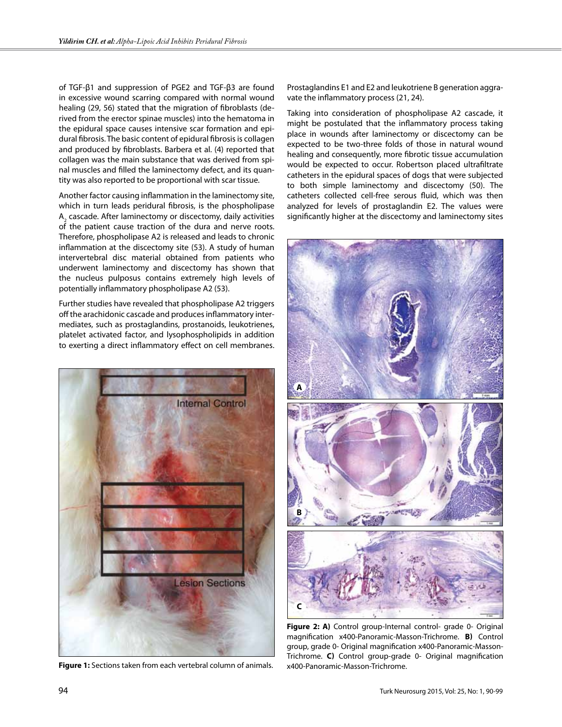of TGF-β1 and suppression of PGE2 and TGF-β3 are found in excessive wound scarring compared with normal wound healing (29, 56) stated that the migration of fibroblasts (derived from the erector spinae muscles) into the hematoma in the epidural space causes intensive scar formation and epidural fibrosis. The basic content of epidural fibrosis is collagen and produced by fibroblasts. Barbera et al. (4) reported that collagen was the main substance that was derived from spinal muscles and filled the laminectomy defect, and its quantity was also reported to be proportional with scar tissue.

Another factor causing inflammation in the laminectomy site, which in turn leads peridural fibrosis, is the phospholipase $A_2$ cascade. After laminectomy or discectomy, daily activities of the patient cause traction of the dura and nerve roots. Therefore, phospholipase A2 is released and leads to chronic inflammation at the discectomy site (53). A study of human intervertebral disc material obtained from patients who underwent laminectomy and discectomy has shown that the nucleus pulposus contains extremely high levels of potentially inflammatory phospholipase A2 (53).

Further studies have revealed that phospholipase A2 triggers off the arachidonic cascade and produces inflammatory intermediates, such as prostaglandins, prostanoids, leukotrienes, platelet activated factor, and lysophospholipids in addition to exerting a direct inflammatory effect on cell membranes. Prostaglandins E1 and E2 and leukotriene B generation aggravate the inflammatory process (21, 24).

Taking into consideration of phospholipase A2 cascade, it might be postulated that the inflammatory process taking place in wounds after laminectomy or discectomy can be expected to be two-three folds of those in natural wound healing and consequently, more fibrotic tissue accumulation would be expected to occur. Robertson placed ultrafiltrate catheters in the epidural spaces of dogs that were subjected to both simple laminectomy and discectomy (50). The catheters collected cell-free serous fluid, which was then analyzed for levels of prostaglandin E2. The values were significantly higher at the discectomy and laminectomy sites

**Figure 1:** Sections taken from each vertebral column of animals.

**Figure 2: A)** Control group-Internal control- grade 0- Original magnification x400-Panoramic-Masson-Trichrome. **B)** Control group, grade 0- Original magnification x400-Panoramic-Masson-Trichrome. **C)** Control group-grade 0- Original magnification x400-Panoramic-Masson-Trichrome.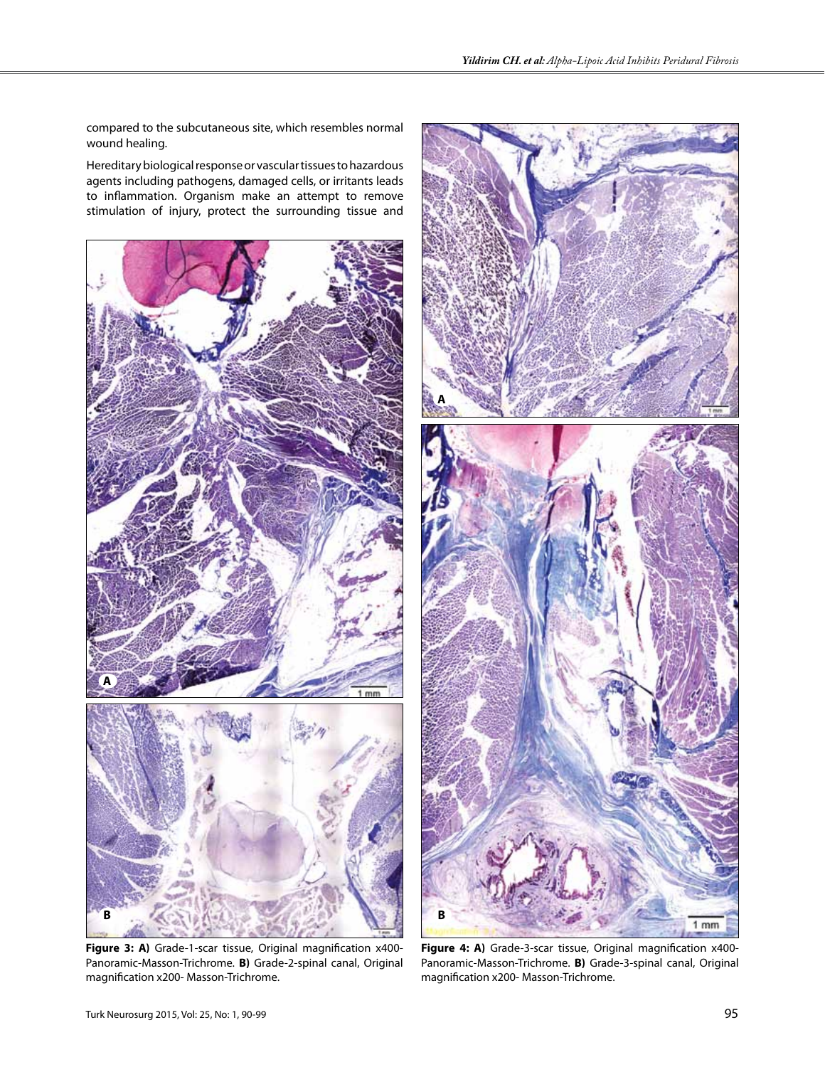compared to the subcutaneous site, which resembles normal wound healing.

Hereditary biological response or vascular tissues to hazardous agents including pathogens, damaged cells, or irritants leads to inflammation. Organism make an attempt to remove stimulation of injury, protect the surrounding tissue and

**Figure 3: A)** Grade-1-scar tissue, Original magnification x400-Panoramic-Masson-Trichrome. **B)** Grade-2-spinal canal, Original magnification x200- Masson-Trichrome.

**Figure 4: A)** Grade-3-scar tissue, Original magnification x400-Panoramic-Masson-Trichrome. **B)** Grade-3-spinal canal, Original magnification x200- Masson-Trichrome.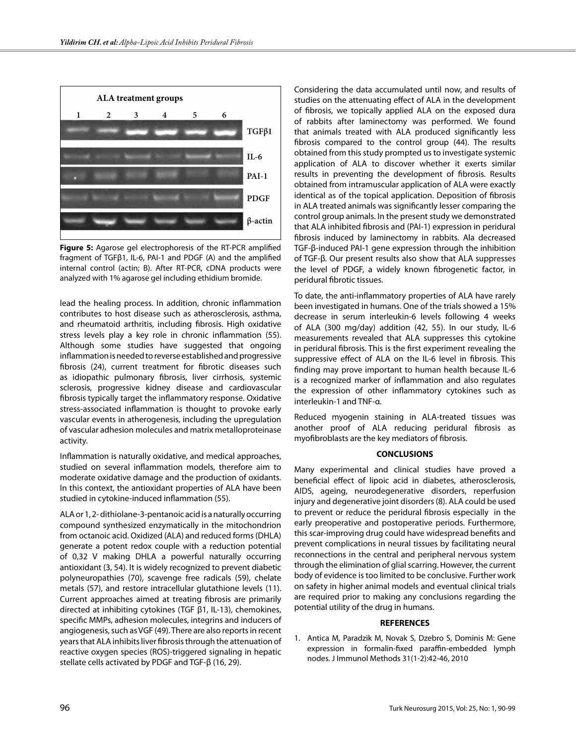ALA treatment groups

1 2 3 4 5 6

TGFβ1

IL-6

PAI-1

PDGF

β-actin

**Figure 5:** Agarose gel electrophoresis of the RT-PCR amplified fragment of TGFβ1, IL-6, PAI-1 and PDGF (A) and the amplified internal control (actin; B). After RT-PCR, cDNA products were analyzed with 1% agarose gel including ethidium bromide.

lead the healing process. In addition, chronic inflammation contributes to host disease such as atherosclerosis, asthma, and rheumatoid arthritis, including fibrosis. High oxidative stress levels play a key role in chronic inflammation (55). Although some studies have suggested that ongoing inflammation is needed to reverse established and progressive fibrosis (24), current treatment for fibrotic diseases such as idiopathic pulmonary fibrosis, liver cirrhosis, systemic sclerosis, progressive kidney disease and cardiovascular fibrosis typically target the inflammatory response. Oxidative stress-associated inflammation is thought to provoke early vascular events in atherogenesis, including the upregulation of vascular adhesion molecules and matrix metalloproteinase activity.

Inflammation is naturally oxidative, and medical approaches, studied on several inflammation models, therefore aim to moderate oxidative damage and the production of oxidants. In this context, the antioxidant properties of ALA have been studied in cytokine-induced inflammation (55).

ALA or 1, 2- dithiolane-3-pentanoic acid is a naturally occurring compound synthesized enzymatically in the mitochondrion from octanoic acid. Oxidized (ALA) and reduced forms (DHLA) generate a potent redox couple with a reduction potential of 0,32 V making DHLA a powerful naturally occurring antioxidant (3, 54). It is widely recognized to prevent diabetic polyneuropathies (70), scavenge free radicals (59), chelate metals (57), and restore intracellular glutathione levels (11). Current approaches aimed at treating fibrosis are primarily directed at inhibiting cytokines (TGF β1, IL-13), chemokines, specific MMPs, adhesion molecules, integrins and inducers of angiogenesis, such as VGF (49). There are also reports in recent years that ALA inhibits liver fibrosis through the attenuation of reactive oxygen species (ROS)-triggered signaling in hepatic stellate cells activated by PDGF and TGF-β (16, 29).

Considering the data accumulated until now, and results of studies on the attenuating effect of ALA in the development of fibrosis, we topically applied ALA on the exposed dura of rabbits after laminectomy was performed. We found that animals treated with ALA produced significantly less fibrosis compared to the control group (44). The results obtained from this study prompted us to investigate systemic application of ALA to discover whether it exerts similar results in preventing the development of fibrosis. Results obtained from intramuscular application of ALA were exactly identical as of the topical application. Deposition of fibrosis in ALA treated animals was significantly lesser comparing the control group animals. In the present study we demonstrated that ALA inhibited fibrosis and (PAI-1) expression in peridural fibrosis induced by laminectomy in rabbits. Ala decreased TGF-β-induced PAI-1 gene expression through the inhibition of TGF-β. Our present results also show that ALA suppresses the level of PDGF, a widely known fibrogenetic factor, in peridural fibrotic tissues.

To date, the anti-inflammatory properties of ALA have rarely been investigated in humans. One of the trials showed a 15% decrease in serum interleukin-6 levels following 4 weeks of ALA (300 mg/day) addition (42, 55). In our study, IL-6 measurements revealed that ALA suppresses this cytokine in peridural fibrosis. This is the first experiment revealing the suppressive effect of ALA on the IL-6 level in fibrosis. This finding may prove important to human health because IL-6 is a recognized marker of inflammation and also regulates the expression of other inflammatory cytokines such as interleukin-1 and TNF-α.

Reduced myogenin staining in ALA-treated tissues was another proof of ALA reducing peridural fibrosis as myofibroblasts are the key mediators of fibrosis.

## CONCLUSIONS

Many experimental and clinical studies have proved a beneficial effect of lipoic acid in diabetes, atherosclerosis, AIDS, ageing, neurodegenerative disorders, reperfusion injury and degenerative joint disorders (8). ALA could be used to prevent or reduce the peridural fibrosis especially in the early preoperative and postoperative periods. Furthermore, this scar-improving drug could have widespread benefits and prevent complications in neural tissues by facilitating neural reconnections in the central and peripheral nervous system through the elimination of glial scarring. However, the current body of evidence is too limited to be conclusive. Further work on safety in higher animal models and eventual clinical trials are required prior to making any conclusions regarding the potential utility of the drug in humans.

## REFERENCES

1. Antica M, Paradzik M, Novak S, Dzebro S, Dominis M: Gene expression in formalin-fixed paraffin-embedded lymph nodes. J Immunol Methods 31(1-2):42-46, 2010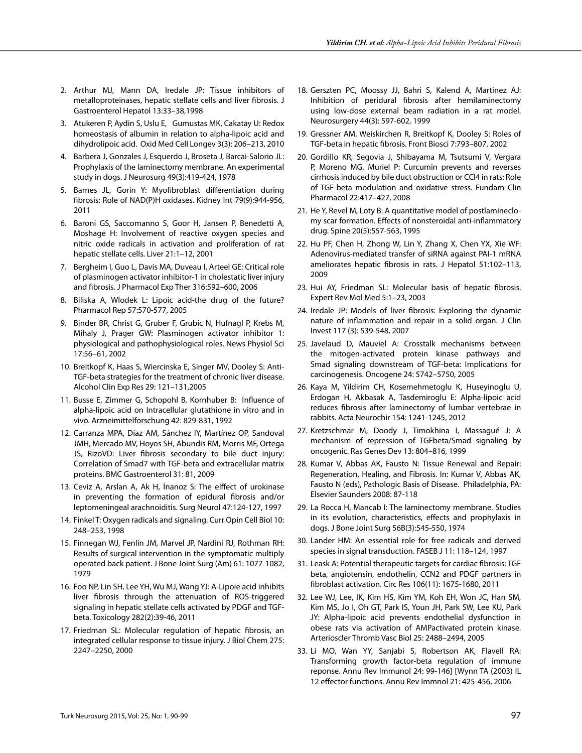2. Arthur MJ, Mann DA, Iredale JP: Tissue inhibitors of metalloproteinases, hepatic stellate cells and liver fibrosis. J Gastroenterol Hepatol 13:33–38,1998
3. Atukeren P, Aydin S, Uslu E, Gumustas MK, Cakatay U: Redox homeostasis of albumin in relation to alpha-lipoic acid and dihydrolipoic acid. Oxid Med Cell Longev 3(3): 206–213, 2010
4. Barbera J, Gonzales J, Esquerdo J, Broseta J, Barcai-Salorio JL: Prophylaxis of the laminectomy membrane. An experimental study in dogs. J Neurosurg 49(3):419-424, 1978
5. Barnes JL, Gorin Y: Myofibroblast differentiation during fibrosis: Role of NAD(P)H oxidases. Kidney Int 79(9):944-956, 2011
6. Baroni GS, Saccomanno S, Goor H, Jansen P, Benedetti A, Moshage H: Involvement of reactive oxygen species and nitric oxide radicals in activation and proliferation of rat hepatic stellate cells. Liver 21:1–12, 2001
7. Bergheim I, Guo L, Davis MA, Duveau I, Arteel GE: Critical role of plasminogen activator inhibitor-1 in cholestatic liver injury and fibrosis. J Pharmacol Exp Ther 316:592–600, 2006
8. Biliska A, Wlodek L: Lipoic acid-the drug of the future? Pharmacol Rep 57:570-577, 2005
9. Binder BR, Christ G, Gruber F, Grubic N, Hufnagl P, Krebs M, Mihaly J, Prager GW: Plasminogen activator inhibitor 1: physiological and pathophysiological roles. News Physiol Sci 17:56–61, 2002
10. Breitkopf K, Haas S, Wiercinska E, Singer MV, Dooley S: Anti-TGF-beta strategies for the treatment of chronic liver disease. Alcohol Clin Exp Res 29: 121–131,2005
11. Busse E, Zimmer G, Schopohl B, Kornhuber B: Influence of alpha-lipoic acid on Intracellular glutathione in vitro and in vivo. Arzneimittelforschung 42: 829-831, 1992
12. Carranza MPA, Díaz AM, Sánchez IY, Martínez OP, Sandoval JMH, Mercado MV, Hoyos SH, Abundis RM, Morris MF, Ortega JS, RizoVD: Liver fibrosis secondary to bile duct injury: Correlation of Smad7 with TGF-beta and extracellular matrix proteins. BMC Gastroenterol 31: 81, 2009
13. Ceviz A, Arslan A, Ak H, İnanoz S: The elffect of urokinase in preventing the formation of epidural fibrosis and/or leptomeningeal arachnoiditis. Surg Neurol 47:124-127, 1997
14. Finkel T: Oxygen radicals and signaling. Curr Opin Cell Biol 10: 248–253, 1998
15. Finnegan WJ, Fenlin JM, Marvel JP, Nardini RJ, Rothman RH: Results of surgical intervention in the symptomatic multiply operated back patient. J Bone Joint Surg (Am) 61: 1077-1082, 1979
16. Foo NP, Lin SH, Lee YH, Wu MJ, Wang YJ: A-Lipoie acid inhibits liver fibrosis through the attenuation of ROS-triggered signaling in hepatic stellate cells activated by PDGF and TGF-beta. Toxicology 282(2):39-46, 2011
17. Friedman SL: Molecular regulation of hepatic fibrosis, an integrated cellular response to tissue injury. J Biol Chem 275: 2247–2250, 2000
18. Gerszten PC, Moossy JJ, Bahri S, Kalend A, Martinez AJ: Inhibition of peridural fibrosis after hemilaminectomy using low-dose external beam radiation in a rat model. Neurosurgery 44(3): 597-602, 1999
19. Gressner AM, Weiskirchen R, Breitkopf K, Dooley S: Roles of TGF-beta in hepatic fibrosis. Front Biosci 7:793–807, 2002
20. Gordillo KR, Segovia J, Shibayama M, Tsutsumi V, Vergara P, Moreno MG, Muriel P: Curcumin prevents and reverses cirrhosis induced by bile duct obstruction or CCl4 in rats: Role of TGF-beta modulation and oxidative stress. Fundam Clin Pharmacol 22:417–427, 2008
21. He Y, Revel M, Loty B: A quantitative model of postlamineclomy scar formation. Effects of nonsteroidal anti-inflammatory drug. Spine 20(5):557-563, 1995
22. Hu PF, Chen H, Zhong W, Lin Y, Zhang X, Chen YX, Xie WF: Adenovirus-mediated transfer of siRNA against PAI-1 mRNA ameliorates hepatic fibrosis in rats. J Hepatol 51:102–113, 2009
23. Hui AY, Friedman SL: Molecular basis of hepatic fibrosis. Expert Rev Mol Med 5:1–23, 2003
24. Iredale JP: Models of liver fibrosis: Exploring the dynamic nature of inflammation and repair in a solid organ. J Clin Invest 117 (3): 539-548, 2007
25. Javelaud D, Mauviel A: Crosstalk mechanisms between the mitogen-activated protein kinase pathways and Smad signaling downstream of TGF-beta: Implications for carcinogenesis. Oncogene 24: 5742–5750, 2005
26. Kaya M, Yildirim CH, Kosemehmetoglu K, Huseyinoglu U, Erdogan H, Akbasak A, Tasdemiroglu E: Alpha-lipoic acid reduces fibrosis after laminectomy of lumbar vertebrae in rabbits. Acta Neurochir 154: 1241-1245, 2012
27. Kretzschmar M, Doody J, Timokhina I, Massagué J: A mechanism of repression of TGFbeta/Smad signaling by oncogenic. Ras Genes Dev 13: 804–816, 1999
28. Kumar V, Abbas AK, Fausto N: Tissue Renewal and Repair: Regeneration, Healing, and Fibrosis. In: Kumar V, Abbas AK, Fausto N (eds), Pathologic Basis of Disease. Philadelphia, PA: Elsevier Saunders 2008: 87-118
29. La Rocca H, Mancab I: The laminectomy membrane. Studies in its evolution, characteristics, effects and prophylaxis in dogs. J Bone Joint Surg 56B(3):545-550, 1974
30. Lander HM: An essential role for free radicals and derived species in signal transduction. FASEB J 11: 118–124, 1997
31. Leask A: Potential therapeutic targets for cardiac fibrosis: TGF beta, angiotensin, endothelin, CCN2 and PDGF partners in fibroblast activation. Circ Res 106(11): 1675-1680, 2011
32. Lee WJ, Lee, IK, Kim HS, Kim YM, Koh EH, Won JC, Han SM, Kim MS, Jo I, Oh GT, Park IS, Youn JH, Park SW, Lee KU, Park JY: Alpha-lipoic acid prevents endothelial dysfunction in obese rats via activation of AMPactivated protein kinase. Arterioscler Thromb Vasc Biol 25: 2488–2494, 2005
33. Li MO, Wan YY, Sanjabi S, Robertson AK, Flavell RA: Transforming growth factor-beta regulation of immune reponse. Annu Rev Immunol 24: 99-146] [Wynn TA (2003) IL 12 effector functions. Annu Rev Immnol 21: 425-456, 2006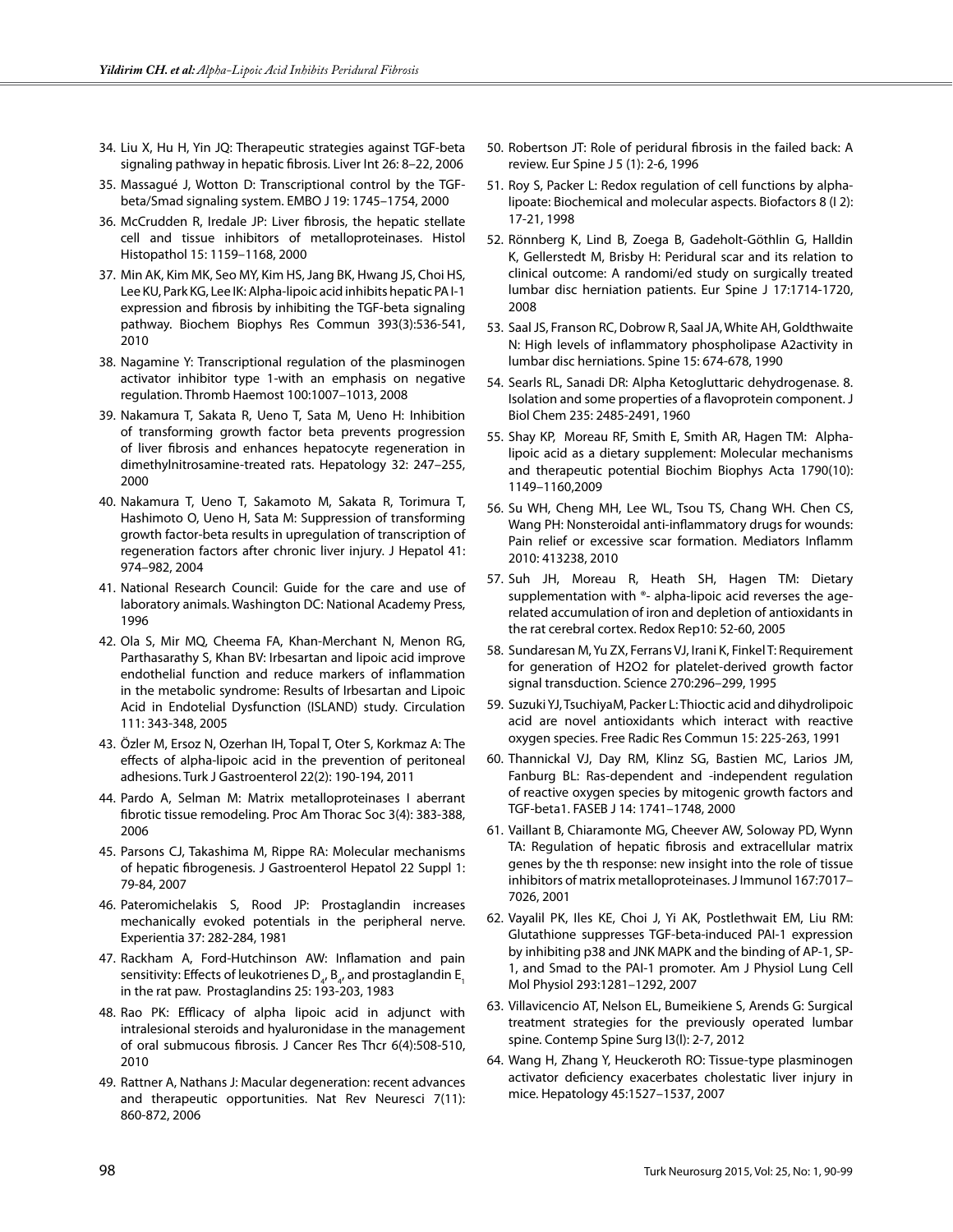34. Liu X, Hu H, Yin JQ: Therapeutic strategies against TGF-beta signaling pathway in hepatic fibrosis. Liver Int 26: 8–22, 2006

35. Massagué J, Wotton D: Transcriptional control by the TGF-beta/Smad signaling system. EMBO J 19: 1745–1754, 2000

36. McCrudden R, Iredale JP: Liver fibrosis, the hepatic stellate cell and tissue inhibitors of metalloproteinases. Histol Histopathol 15: 1159–1168, 2000

37. Min AK, Kim MK, Seo MY, Kim HS, Jang BK, Hwang JS, Choi HS, Lee KU, Park KG, Lee IK: Alpha-lipoic acid inhibits hepatic PA I-1 expression and fibrosis by inhibiting the TGF-beta signaling pathway. Biochem Biophys Res Commun 393(3):536-541, 2010

38. Nagamine Y: Transcriptional regulation of the plasminogen activator inhibitor type 1-with an emphasis on negative regulation. Thromb Haemost 100:1007–1013, 2008

39. Nakamura T, Sakata R, Ueno T, Sata M, Ueno H: Inhibition of transforming growth factor beta prevents progression of liver fibrosis and enhances hepatocyte regeneration in dimethylnitrosamine-treated rats. Hepatology 32: 247–255, 2000

40. Nakamura T, Ueno T, Sakamoto M, Sakata R, Torimura T, Hashimoto O, Ueno H, Sata M: Suppression of transforming growth factor-beta results in upregulation of transcription of regeneration factors after chronic liver injury. J Hepatol 41: 974–982, 2004

41. National Research Council: Guide for the care and use of laboratory animals. Washington DC: National Academy Press, 1996

42. Ola S, Mir MQ, Cheema FA, Khan-Merchant N, Menon RG, Parthasarathy S, Khan BV: Irbesartan and lipoic acid improve endothelial function and reduce markers of inflammation in the metabolic syndrome: Results of Irbesartan and Lipoic Acid in Endotelial Dysfunction (ISLAND) study. Circulation 111: 343-348, 2005

43. Özler M, Ersoz N, Ozerhan IH, Topal T, Oter S, Korkmaz A: The effects of alpha-lipoic acid in the prevention of peritoneal adhesions. Turk J Gastroenterol 22(2): 190-194, 2011

44. Pardo A, Selman M: Matrix metalloproteinases I aberrant fibrotic tissue remodeling. Proc Am Thorac Soc 3(4): 383-388, 2006

45. Parsons CJ, Takashima M, Rippe RA: Molecular mechanisms of hepatic fibrogenesis. J Gastroenterol Hepatol 22 Suppl 1: 79-84, 2007

46. Pateromichelakis S, Rood JP: Prostaglandin increases mechanically evoked potentials in the peripheral nerve. Experientia 37: 282-284, 1981

47. Rackham A, Ford-Hutchinson AW: Inflamation and pain sensitivity: Effects of leukotrienes $D_4$, $B_4$, and prostaglandin $E_1$ in the rat paw. Prostaglandins 25: 193-203, 1983

48. Rao PK: Efficacy of alpha lipoic acid in adjunct with intralesional steroids and hyaluronidase in the management of oral submucous fibrosis. J Cancer Res Thcr 6(4):508-510, 2010

49. Rattner A, Nathans J: Macular degeneration: recent advances and therapeutic opportunities. Nat Rev Neuresci 7(11): 860-872, 2006

50. Robertson JT: Role of peridural fibrosis in the failed back: A review. Eur Spine J 5 (1): 2-6, 1996

51. Roy S, Packer L: Redox regulation of cell functions by alpha-lipoate: Biochemical and molecular aspects. Biofactors 8 (I 2): 17-21, 1998

52. Rönnberg K, Lind B, Zoega B, Gadeholt-Göthlin G, Halldin K, Gellerstedt M, Brisby H: Peridural scar and its relation to clinical outcome: A randomi/ed study on surgically treated lumbar disc herniation patients. Eur Spine J 17:1714-1720, 2008

53. Saal JS, Franson RC, Dobrow R, Saal JA, White AH, Goldthwaite N: High levels of inflammatory phospholipase A2activity in lumbar disc herniations. Spine 15: 674-678, 1990

54. Searls RL, Sanadi DR: Alpha Ketogluttaric dehydrogenase. 8. Isolation and some properties of a flavoprotein component. J Biol Chem 235: 2485-2491, 1960

55. Shay KP, Moreau RF, Smith E, Smith AR, Hagen TM: Alpha-lipoic acid as a dietary supplement: Molecular mechanisms and therapeutic potential Biochim Biophys Acta 1790(10): 1149–1160,2009

56. Su WH, Cheng MH, Lee WL, Tsou TS, Chang WH. Chen CS, Wang PH: Nonsteroidal anti-inflammatory drugs for wounds: Pain relief or excessive scar formation. Mediators Inflamm 2010: 413238, 2010

57. Suh JH, Moreau R, Heath SH, Hagen TM: Dietary supplementation with ®- alpha-lipoic acid reverses the age-related accumulation of iron and depletion of antioxidants in the rat cerebral cortex. Redox Rep10: 52-60, 2005

58. Sundaresan M, Yu ZX, Ferrans VJ, Irani K, Finkel T: Requirement for generation of H2O2 for platelet-derived growth factor signal transduction. Science 270:296–299, 1995

59. Suzuki YJ, TsuchiyaM, Packer L: Thioctic acid and dihydrolipoic acid are novel antioxidants which interact with reactive oxygen species. Free Radic Res Commun 15: 225-263, 1991

60. Thannickal VJ, Day RM, Klinz SG, Bastien MC, Larios JM, Fanburg BL: Ras-dependent and -independent regulation of reactive oxygen species by mitogenic growth factors and TGF-beta1. FASEB J 14: 1741–1748, 2000

61. Vaillant B, Chiaramonte MG, Cheever AW, Soloway PD, Wynn TA: Regulation of hepatic fibrosis and extracellular matrix genes by the th response: new insight into the role of tissue inhibitors of matrix metalloproteinases. J Immunol 167:7017–7026, 2001

62. Vayalil PK, Iles KE, Choi J, Yi AK, Postlethwait EM, Liu RM: Glutathione suppresses TGF-beta-induced PAI-1 expression by inhibiting p38 and JNK MAPK and the binding of AP-1, SP-1, and Smad to the PAI-1 promoter. Am J Physiol Lung Cell Mol Physiol 293:1281–1292, 2007

63. Villavicencio AT, Nelson EL, Bumeikiene S, Arends G: Surgical treatment strategies for the previously operated lumbar spine. Contemp Spine Surg I3(l): 2-7, 2012

64. Wang H, Zhang Y, Heuckeroth RO: Tissue-type plasminogen activator deficiency exacerbates cholestatic liver injury in mice. Hepatology 45:1527–1537, 2007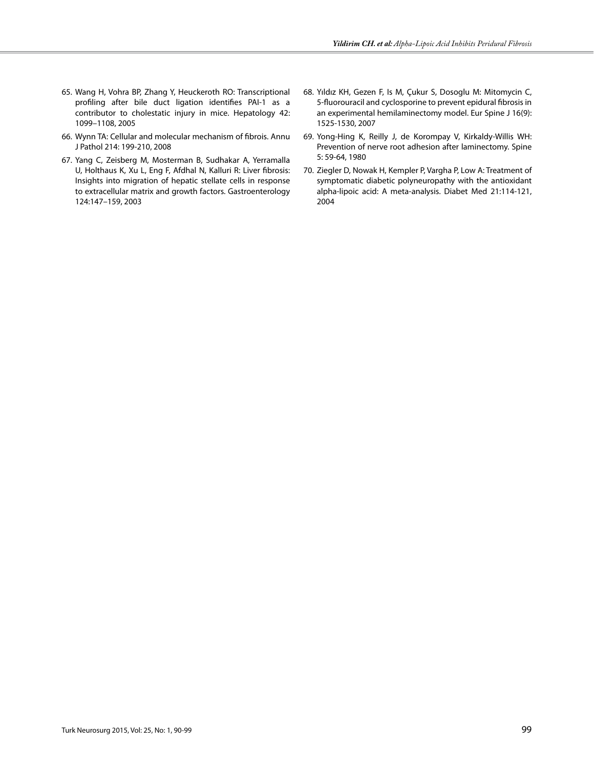65. Wang H, Vohra BP, Zhang Y, Heuckeroth RO: Transcriptional profiling after bile duct ligation identifies PAI-1 as a contributor to cholestatic injury in mice. Hepatology 42: 1099–1108, 2005
66. Wynn TA: Cellular and molecular mechanism of fibrois. Annu J Pathol 214: 199-210, 2008
67. Yang C, Zeisberg M, Mosterman B, Sudhakar A, Yerramalla U, Holthaus K, Xu L, Eng F, Afdhal N, Kalluri R: Liver fibrosis: Insights into migration of hepatic stellate cells in response to extracellular matrix and growth factors. Gastroenterology 124:147–159, 2003
68. Yıldız KH, Gezen F, Is M, Çukur S, Dosoglu M: Mitomycin C, 5-fluorouracil and cyclosporine to prevent epidural fibrosis in an experimental hemilaminectomy model. Eur Spine J 16(9): 1525-1530, 2007
69. Yong-Hing K, Reilly J, de Korompay V, Kirkaldy-Willis WH: Prevention of nerve root adhesion after laminectomy. Spine 5: 59-64, 1980
70. Ziegler D, Nowak H, Kempler P, Vargha P, Low A: Treatment of symptomatic diabetic polyneuropathy with the antioxidant alpha-lipoic acid: A meta-analysis. Diabet Med 21:114-121, 2004